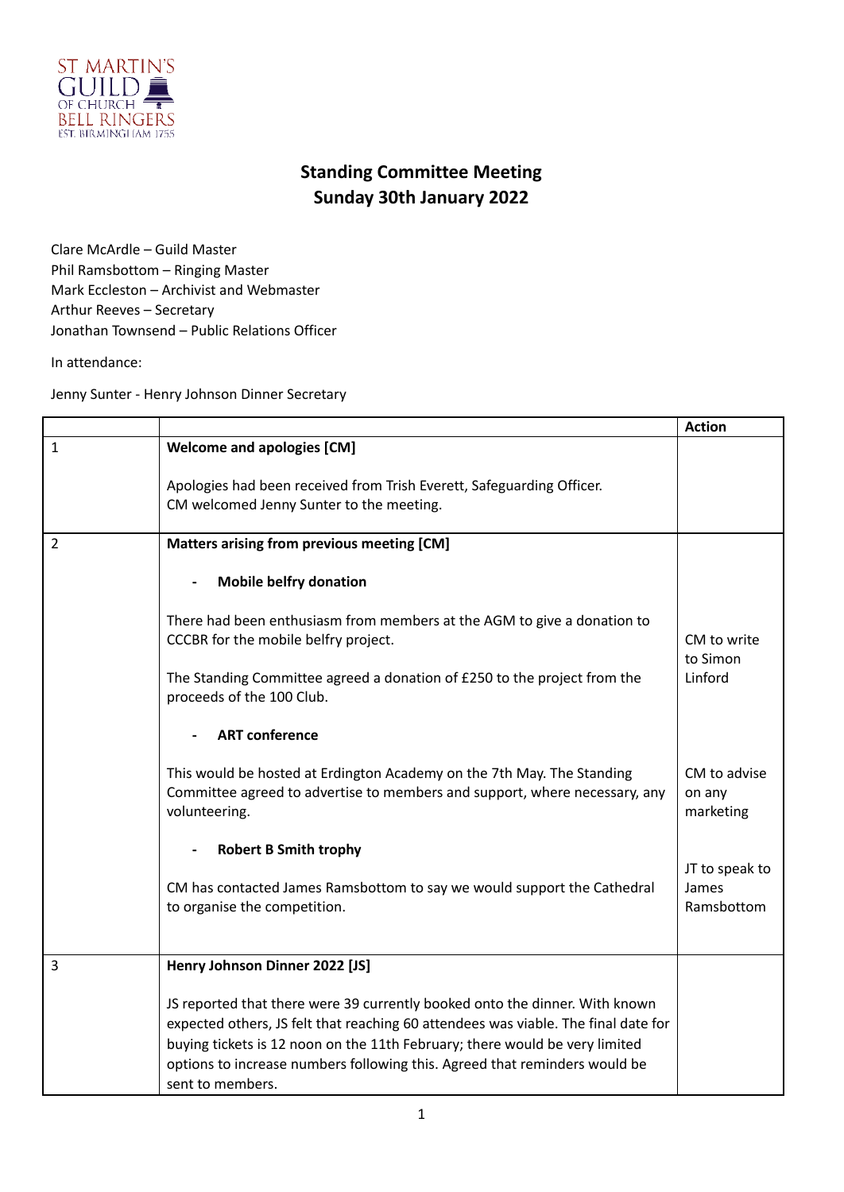ST MARTIN'S GUILD OF CHURCH BELL RINGERS EST. BIRMINGHAM 1755

# Standing Committee Meeting
## Sunday 30th January 2022

Clare McArdle – Guild Master
Phil Ramsbottom – Ringing Master
Mark Eccleston – Archivist and Webmaster
Arthur Reeves – Secretary
Jonathan Townsend – Public Relations Officer

In attendance:

Jenny Sunter - Henry Johnson Dinner Secretary

| | | Action |
|---|---|---|
| 1 | **Welcome and apologies [CM]**<br><br>Apologies had been received from Trish Everett, Safeguarding Officer.<br>CM welcomed Jenny Sunter to the meeting. | |
| 2 | **Matters arising from previous meeting [CM]**<br><br>- **Mobile belfry donation**<br><br>There had been enthusiasm from members at the AGM to give a donation to CCCBR for the mobile belfry project.<br><br>The Standing Committee agreed a donation of £250 to the project from the proceeds of the 100 Club.<br><br>- **ART conference**<br><br>This would be hosted at Erdington Academy on the 7th May. The Standing Committee agreed to advertise to members and support, where necessary, any volunteering.<br><br>- **Robert B Smith trophy**<br><br>CM has contacted James Ramsbottom to say we would support the Cathedral to organise the competition. | CM to write to Simon Linford<br><br>CM to advise on any marketing<br><br>JT to speak to James Ramsbottom |
| 3 | **Henry Johnson Dinner 2022 [JS]**<br><br>JS reported that there were 39 currently booked onto the dinner. With known expected others, JS felt that reaching 60 attendees was viable. The final date for buying tickets is 12 noon on the 11th February; there would be very limited options to increase numbers following this. Agreed that reminders would be sent to members. | |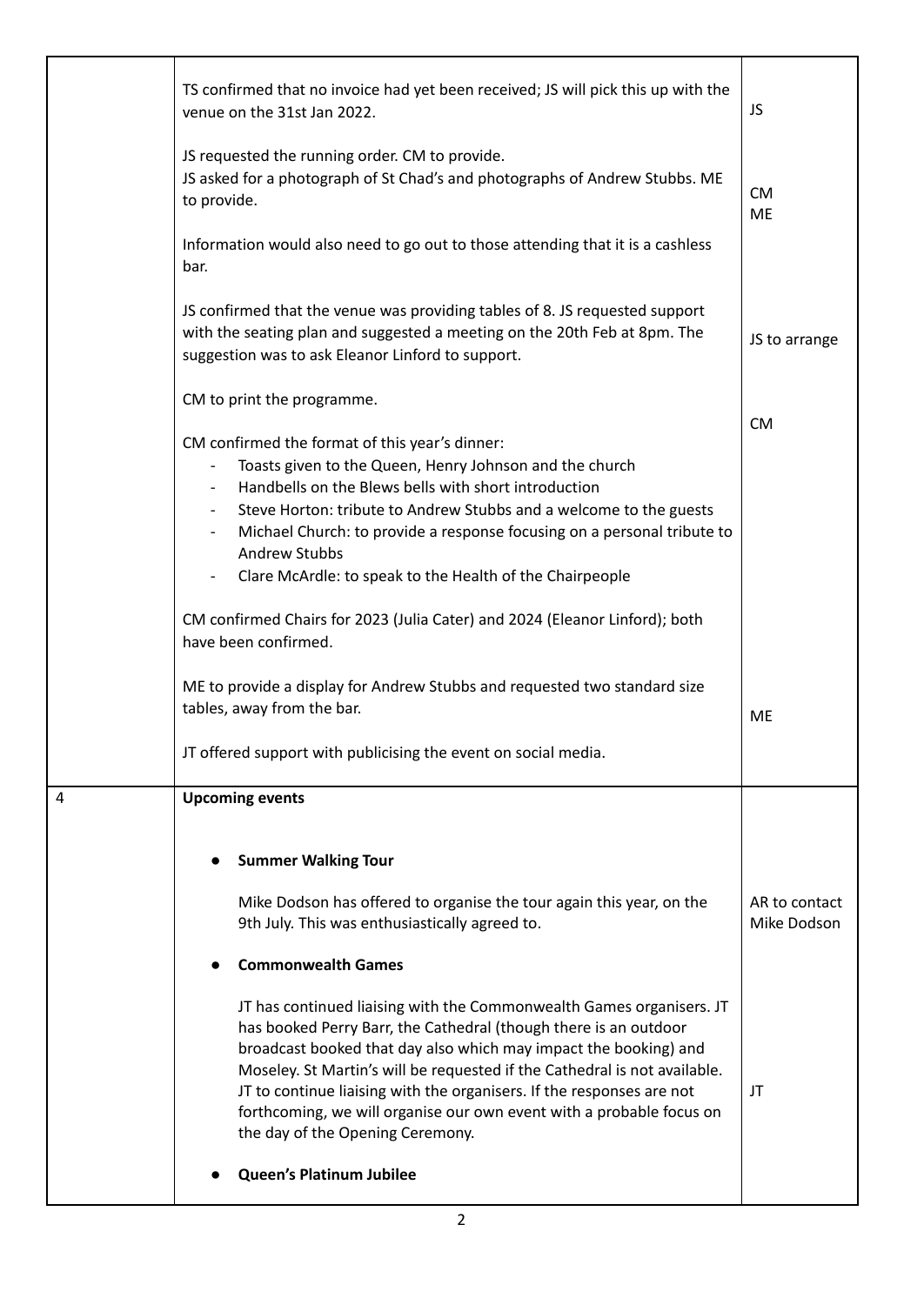| | | |
|---|---|---|
| | TS confirmed that no invoice had yet been received; JS will pick this up with the venue on the 31st Jan 2022.<br><br>JS requested the running order. CM to provide.<br>JS asked for a photograph of St Chad's and photographs of Andrew Stubbs. ME to provide.<br><br>Information would also need to go out to those attending that it is a cashless bar.<br><br>JS confirmed that the venue was providing tables of 8. JS requested support with the seating plan and suggested a meeting on the 20th Feb at 8pm. The suggestion was to ask Eleanor Linford to support.<br><br>CM to print the programme.<br><br>CM confirmed the format of this year's dinner:<br>- Toasts given to the Queen, Henry Johnson and the church<br>- Handbells on the Blews bells with short introduction<br>- Steve Horton: tribute to Andrew Stubbs and a welcome to the guests<br>- Michael Church: to provide a response focusing on a personal tribute to Andrew Stubbs<br>- Clare McArdle: to speak to the Health of the Chairpeople<br><br>CM confirmed Chairs for 2023 (Julia Cater) and 2024 (Eleanor Linford); both have been confirmed.<br><br>ME to provide a display for Andrew Stubbs and requested two standard size tables, away from the bar.<br><br>JT offered support with publicising the event on social media. | JS<br><br>CM<br>ME<br><br>JS to arrange<br><br>CM<br><br>ME |
| 4 | **Upcoming events**<br><br>- **Summer Walking Tour**<br><br>Mike Dodson has offered to organise the tour again this year, on the 9th July. This was enthusiastically agreed to.<br><br>- **Commonwealth Games**<br><br>JT has continued liaising with the Commonwealth Games organisers. JT has booked Perry Barr, the Cathedral (though there is an outdoor broadcast booked that day also which may impact the booking) and Moseley. St Martin's will be requested if the Cathedral is not available. JT to continue liaising with the organisers. If the responses are not forthcoming, we will organise our own event with a probable focus on the day of the Opening Ceremony.<br><br>- **Queen's Platinum Jubilee** | <br><br><br>AR to contact Mike Dodson<br><br><br>JT |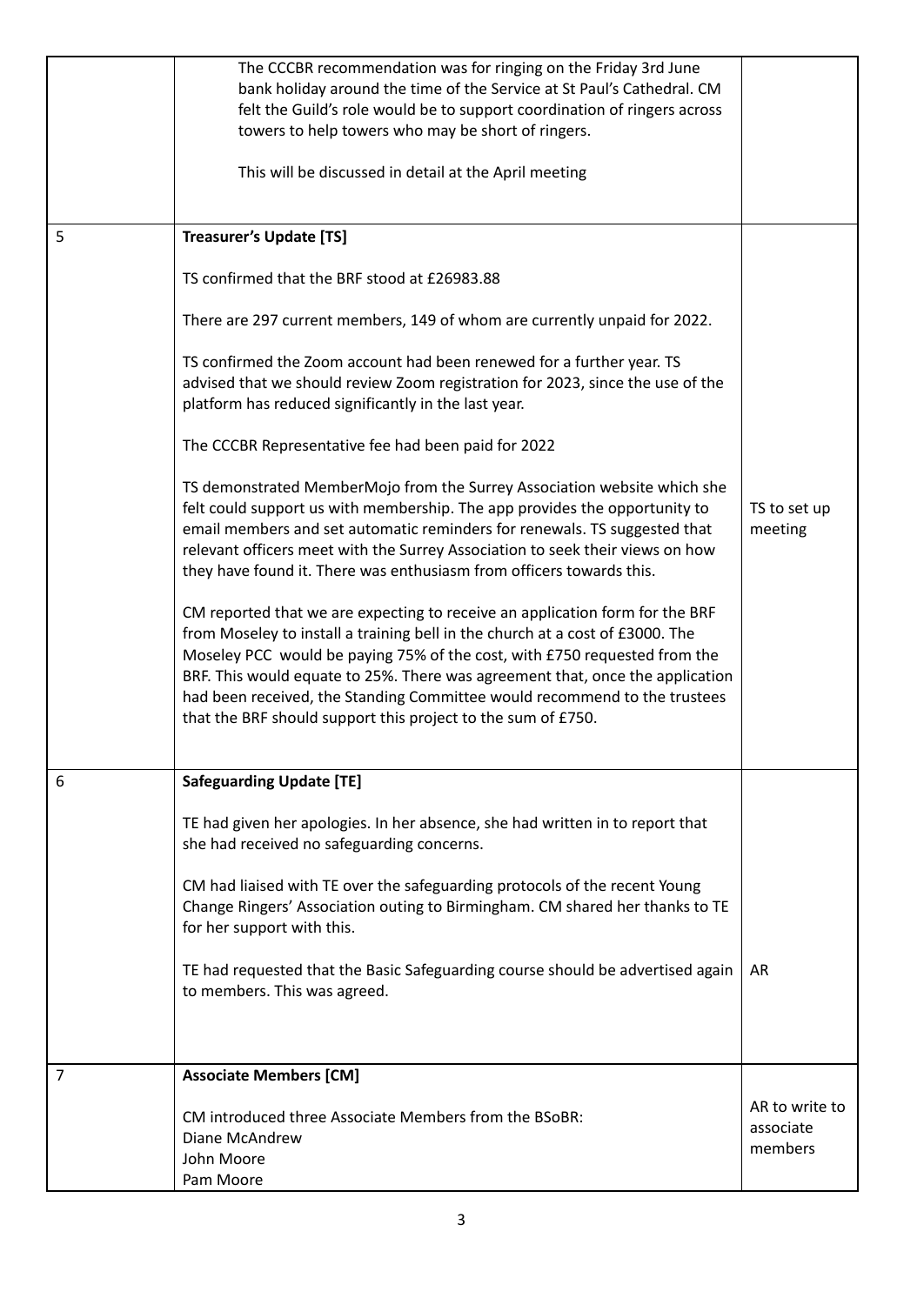| | | |
|---|---|---|
| | The CCCBR recommendation was for ringing on the Friday 3rd June bank holiday around the time of the Service at St Paul's Cathedral. CM felt the Guild's role would be to support coordination of ringers across towers to help towers who may be short of ringers.<br><br>This will be discussed in detail at the April meeting | |
| 5 | **Treasurer's Update [TS]**<br><br>TS confirmed that the BRF stood at £26983.88<br><br>There are 297 current members, 149 of whom are currently unpaid for 2022.<br><br>TS confirmed the Zoom account had been renewed for a further year. TS advised that we should review Zoom registration for 2023, since the use of the platform has reduced significantly in the last year.<br><br>The CCCBR Representative fee had been paid for 2022<br><br>TS demonstrated MemberMojo from the Surrey Association website which she felt could support us with membership. The app provides the opportunity to email members and set automatic reminders for renewals. TS suggested that relevant officers meet with the Surrey Association to seek their views on how they have found it. There was enthusiasm from officers towards this.<br><br>CM reported that we are expecting to receive an application form for the BRF from Moseley to install a training bell in the church at a cost of £3000. The Moseley PCC would be paying 75% of the cost, with £750 requested from the BRF. This would equate to 25%. There was agreement that, once the application had been received, the Standing Committee would recommend to the trustees that the BRF should support this project to the sum of £750. | TS to set up meeting |
| 6 | **Safeguarding Update [TE]**<br><br>TE had given her apologies. In her absence, she had written in to report that she had received no safeguarding concerns.<br><br>CM had liaised with TE over the safeguarding protocols of the recent Young Change Ringers' Association outing to Birmingham. CM shared her thanks to TE for her support with this.<br><br>TE had requested that the Basic Safeguarding course should be advertised again to members. This was agreed. | AR |
| 7 | **Associate Members [CM]**<br><br>CM introduced three Associate Members from the BSoBR:<br>Diane McAndrew<br>John Moore<br>Pam Moore | AR to write to associate members |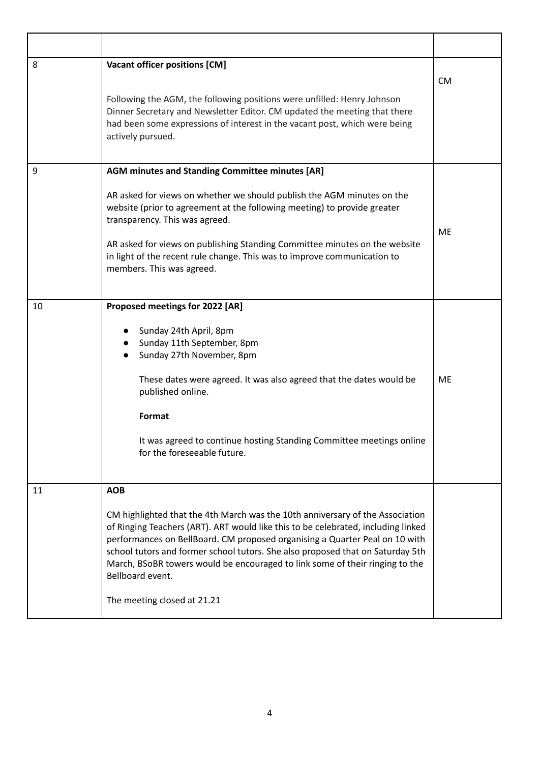| | | |
|---|---|---|
| 8 | **Vacant officer positions [CM]**<br><br>Following the AGM, the following positions were unfilled: Henry Johnson Dinner Secretary and Newsletter Editor. CM updated the meeting that there had been some expressions of interest in the vacant post, which were being actively pursued. | CM |
| 9 | **AGM minutes and Standing Committee minutes [AR]**<br><br>AR asked for views on whether we should publish the AGM minutes on the website (prior to agreement at the following meeting) to provide greater transparency. This was agreed.<br><br>AR asked for views on publishing Standing Committee minutes on the website in light of the recent rule change. This was to improve communication to members. This was agreed. | ME |
| 10 | **Proposed meetings for 2022 [AR]**<br><br>• Sunday 24th April, 8pm<br>• Sunday 11th September, 8pm<br>• Sunday 27th November, 8pm<br><br>These dates were agreed. It was also agreed that the dates would be published online.<br><br>**Format**<br><br>It was agreed to continue hosting Standing Committee meetings online for the foreseeable future. | ME |
| 11 | **AOB**<br><br>CM highlighted that the 4th March was the 10th anniversary of the Association of Ringing Teachers (ART). ART would like this to be celebrated, including linked performances on BellBoard. CM proposed organising a Quarter Peal on 10 with school tutors and former school tutors. She also proposed that on Saturday 5th March, BSoBR towers would be encouraged to link some of their ringing to the Bellboard event.<br><br>The meeting closed at 21.21 | |